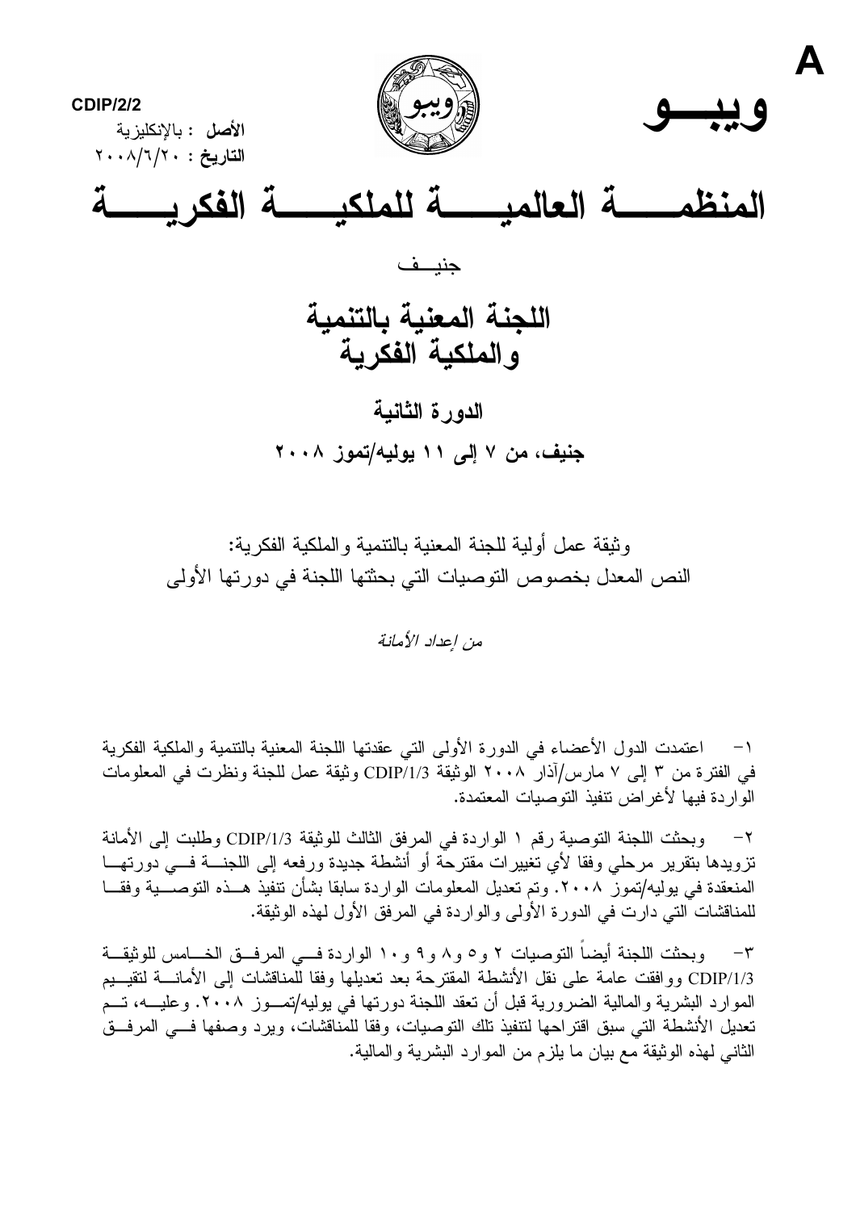A

CDIP/2/2

**الأصل** : بالإنكليزية

**التاريخ** : ٢٠٠٨/٦/٢٠

# ويبـــو

# المنظمـــــة العالميـــــة للملكيـــــة الفكريـــــة

جنيـــف

## اللجنة المعنية بالتنمية والملكية الفكرية

### الدورة الثانية

### جنيف، من ٧ إلى ١١ يوليه/تموز ٢٠٠٨

وثيقة عمل أولية للجنة المعنية بالتنمية والملكية الفكرية:
النص المعدل بخصوص التوصيات التي بحثتها اللجنة في دورتها الأولى

*من إعداد الأمانة*

١- اعتمدت الدول الأعضاء في الدورة الأولى التي عقدتها اللجنة المعنية بالتنمية والملكية الفكرية في الفترة من ٣ إلى ٧ مارس/آذار ٢٠٠٨ الوثيقة CDIP/1/3 وثيقة عمل للجنة ونظرت في المعلومات الواردة فيها لأغراض تنفيذ التوصيات المعتمدة.

٢- وبحثت اللجنة التوصية رقم ١ الواردة في المرفق الثالث للوثيقة CDIP/1/3 وطلبت إلى الأمانة تزويدها بتقرير مرحلي وفقا لأي تغييرات مقترحة أو أنشطة جديدة ورفعه إلى اللجنة في دورتها المنعقدة في يوليه/تموز ٢٠٠٨. وتم تعديل المعلومات الواردة سابقا بشأن تنفيذ هذه التوصية وفقا للمناقشات التي دارت في الدورة الأولى والواردة في المرفق الأول لهذه الوثيقة.

٣- وبحثت اللجنة أيضاً التوصيات ٢ و٥ و٨ و٩ و١٠ الواردة في المرفق الخامس للوثيقة CDIP/1/3 ووافقت عامة على نقل الأنشطة المقترحة بعد تعديلها وفقا للمناقشات إلى الأمانة لتقييم الموارد البشرية والمالية الضرورية قبل أن تعقد اللجنة دورتها في يوليه/تموز ٢٠٠٨. وعليه، تم تعديل الأنشطة التي سبق اقتراحها لتنفيذ تلك التوصيات، وفقا للمناقشات، ويرد وصفها في المرفق الثاني لهذه الوثيقة مع بيان ما يلزم من الموارد البشرية والمالية.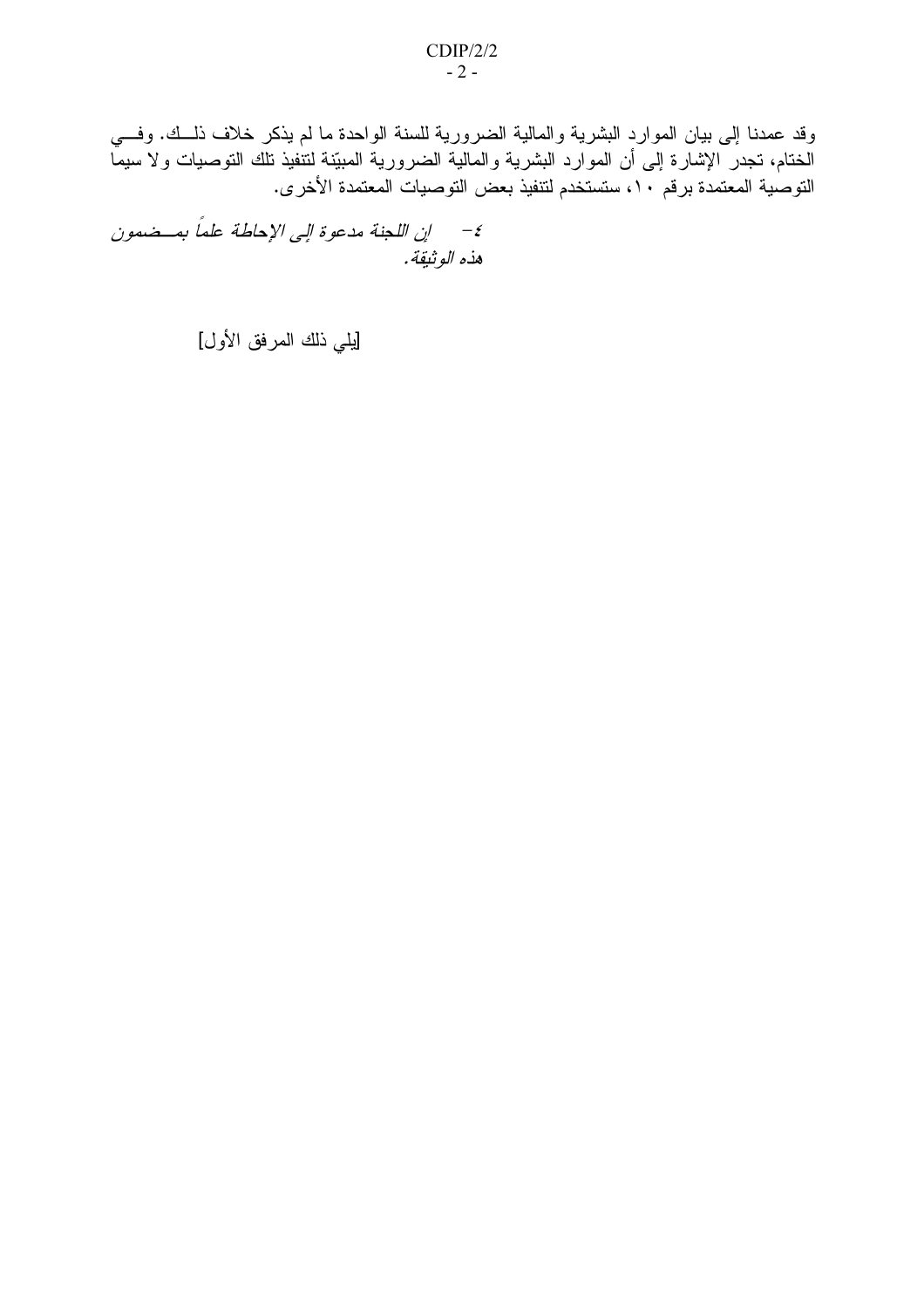وقد عمدنا إلى بيان الموارد البشرية والمالية الضرورية للسنة الواحدة ما لم يذكر خلاف ذلك. وفي الختام، تجدر الإشارة إلى أن الموارد البشرية والمالية الضرورية المبيّنة لتنفيذ تلك التوصيات ولا سيما التوصية المعتمدة برقم ١٠، ستستخدم لتنفيذ بعض التوصيات المعتمدة الأخرى.

٤- *إن اللجنة مدعوة إلى الإحاطة علماً بمضمون هذه الوثيقة.*

[يلي ذلك المرفق الأول]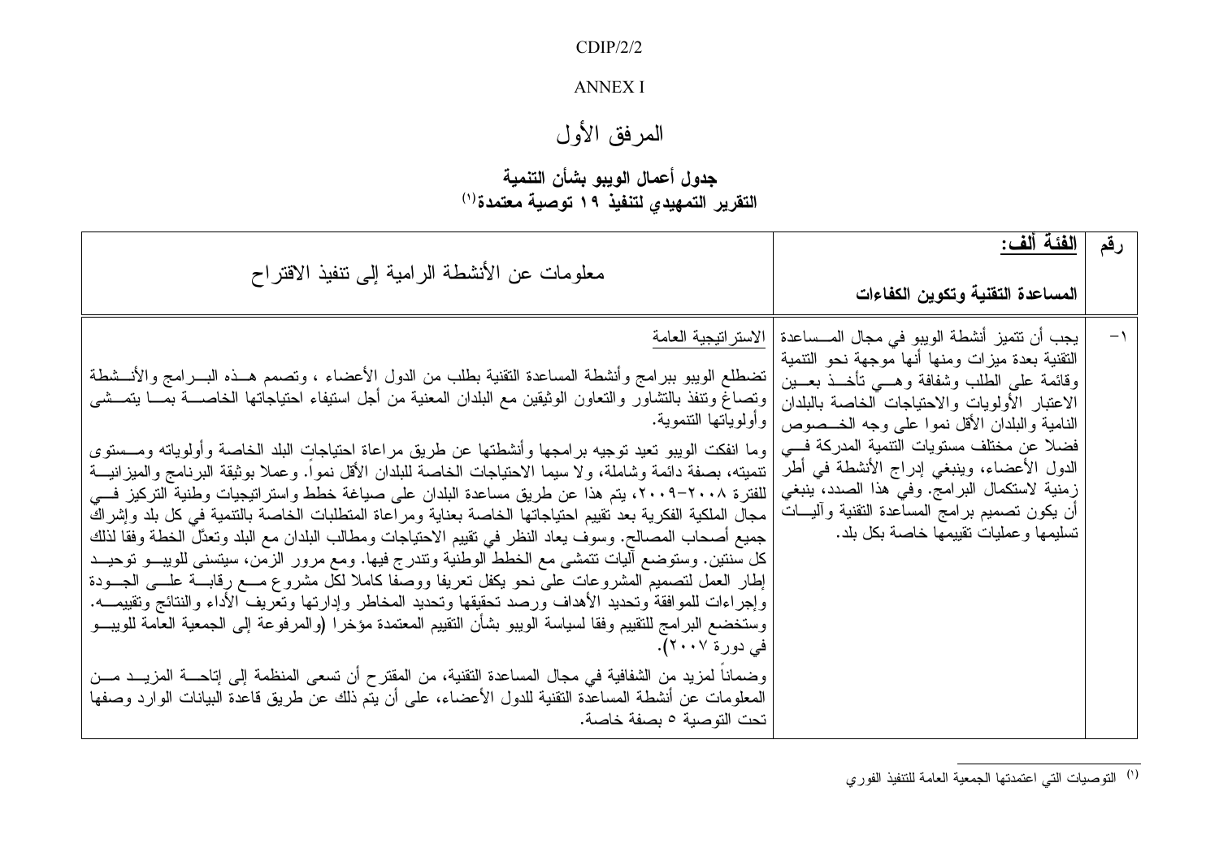ANNEX I

# المرفق الأول

## جدول أعمال الويبو بشأن التنمية
## التقرير التمهيدي لتنفيذ ١٩ توصية معتمدة[1]

| رقم | **الفئة ألف:** **المساعدة التقنية وتكوين الكفاءات** | معلومات عن الأنشطة الرامية إلى تنفيذ الاقتراح |
|---|---|---|
| ١- | يجب أن تتميز أنشطة الويبو في مجال المساعدة التقنية بعدة ميزات ومنها أنها موجهة نحو التنمية وقائمة على الطلب وشفافة وهي تأخذ بعين الاعتبار الأولويات والاحتياجات الخاصة بالبلدان النامية والبلدان الأقل نموا على وجه الخصوص فضلا عن مختلف مستويات التنمية المدركة في الدول الأعضاء، وينبغي إدراج الأنشطة في أطر زمنية لاستكمال البرامج. وفي هذا الصدد، ينبغي أن يكون تصميم برامج المساعدة التقنية وآليات تسليمها وعمليات تقييمها خاصة بكل بلد. | الاستراتيجية العامة<br><br>تضطلع الويبو ببرامج وأنشطة المساعدة التقنية بطلب من الدول الأعضاء ، وتصمم هذه البرامج والأنشطة وتصاغ وتنفذ بالتشاور والتعاون الوثيقين مع البلدان المعنية من أجل استيفاء احتياجاتها الخاصة بما يتمشى وأولوياتها التنموية.<br><br>وما انفكت الويبو تعيد توجيه برامجها وأنشطتها عن طريق مراعاة احتياجات البلد الخاصة وأولوياته ومستوى تنميته، بصفة دائمة وشاملة، ولا سيما الاحتياجات الخاصة للبلدان الأقل نمواً. وعملا بوثيقة البرنامج والميزانية للفترة ٢٠٠٨-٢٠٠٩، يتم هذا عن طريق مساعدة البلدان على صياغة خطط واستراتيجيات وطنية التركيز في مجال الملكية الفكرية بعد تقييم احتياجاتها الخاصة بعناية ومراعاة المتطلبات الخاصة بالتنمية في كل بلد وإشراك جميع أصحاب المصالح. وسوف يعاد النظر في تقييم الاحتياجات ومطالب البلدان مع البلد وتعدّل الخطة وفقا لذلك كل سنتين. وستوضع آليات تتمشى مع الخطط الوطنية وتتدرج فيها. ومع مرور الزمن، سيتسنى للويبو توحيد إطار العمل لتصميم المشروعات على نحو يكفل تعريفا ووصفا كاملا لكل مشروع مع رقابة على الجودة وإجراءات للموافقة وتحديد الأهداف ورصد تحقيقها وتحديد المخاطر وإدارتها وتعريف الأداء والنتائج وتقييمه. وستخضع البرامج للتقييم وفقا لسياسة الويبو بشأن التقييم المعتمدة مؤخرا (والمرفوعة إلى الجمعية العامة للويبو في دورة ٢٠٠٧).<br><br>وضماناً لمزيد من الشفافية في مجال المساعدة التقنية، من المقترح أن تسعى المنظمة إلى إتاحة المزيد من المعلومات عن أنشطة المساعدة التقنية للدول الأعضاء، على أن يتم ذلك عن طريق قاعدة البيانات الوارد وصفها تحت التوصية ٥ بصفة خاصة. |

[1] التوصيات التي اعتمدتها الجمعية العامة للتنفيذ الفوري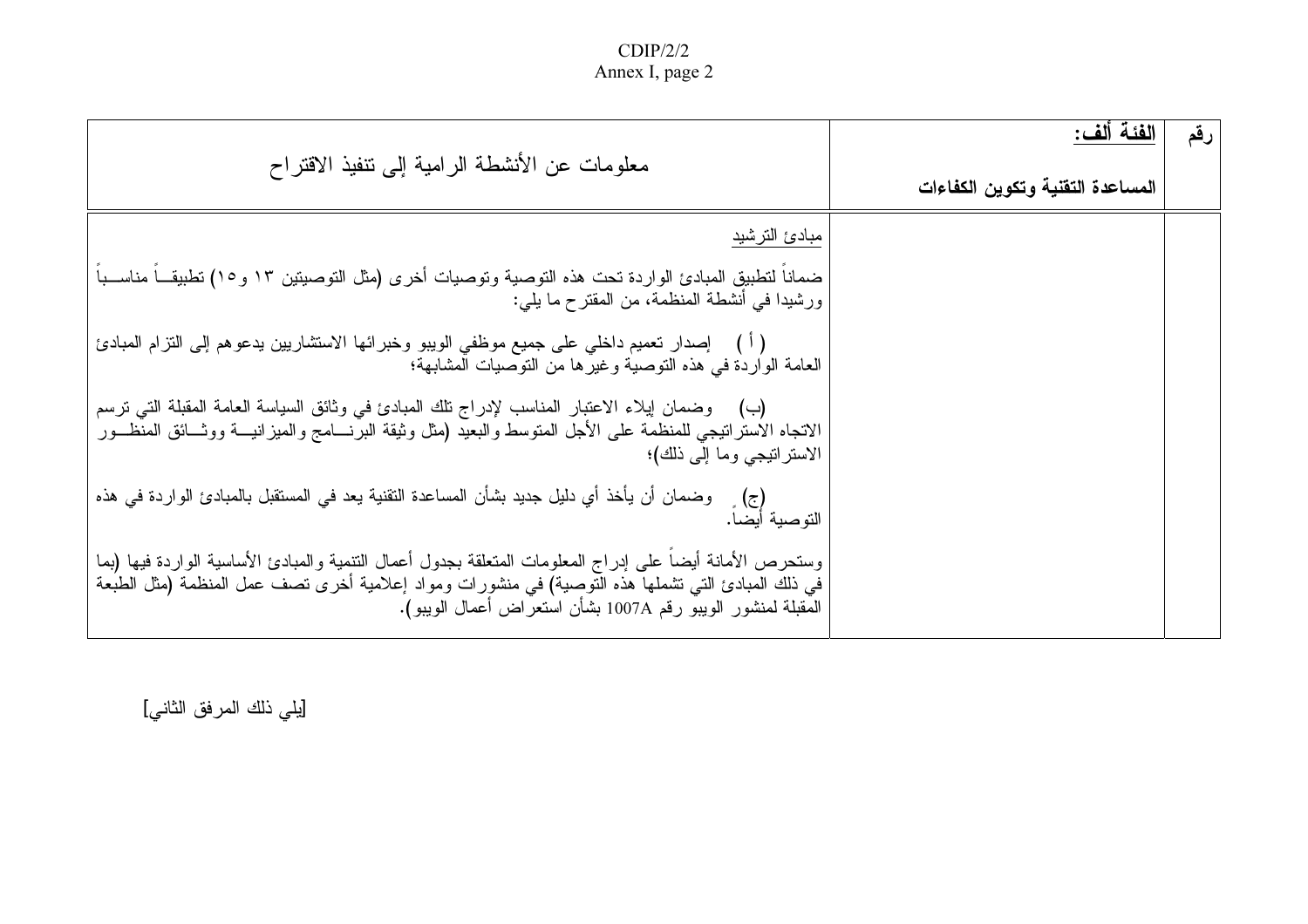| رقم | **الفئة ألف:** **المساعدة التقنية وتكوين الكفاءات** | معلومات عن الأنشطة الرامية إلى تنفيذ الاقتراح |
|---|---|---|
| | | مبادئ الترشيد<br><br>ضماناً لتطبيق المبادئ الواردة تحت هذه التوصية وتوصيات أخرى (مثل التوصيتين ١٣ و١٥) تطبيقاً مناسباً ورشيدا في أنشطة المنظمة، من المقترح ما يلي:<br><br>( أ ) إصدار تعميم داخلي على جميع موظفي الويبو وخبرائها الاستشاريين يدعوهم إلى التزام المبادئ العامة الواردة في هذه التوصية وغيرها من التوصيات المشابهة؛<br><br>(ب) وضمان إيلاء الاعتبار المناسب لإدراج تلك المبادئ في وثائق السياسة العامة المقبلة التي ترسم الاتجاه الاستراتيجي للمنظمة على الأجل المتوسط والبعيد (مثل وثيقة البرنامج والميزانية ووثائق المنظور الاستراتيجي وما إلى ذلك)؛<br><br>(ج) وضمان أن يأخذ أي دليل جديد بشأن المساعدة التقنية يعد في المستقبل بالمبادئ الواردة في هذه التوصية أيضاً.<br><br>وستحرص الأمانة أيضاً على إدراج المعلومات المتعلقة بجدول أعمال التنمية والمبادئ الأساسية الواردة فيها (بما في ذلك المبادئ التي تشملها هذه التوصية) في منشورات ومواد إعلامية أخرى تصف عمل المنظمة (مثل الطبعة المقبلة لمنشور الويبو رقم 1007A بشأن استعراض أعمال الويبو). |

[يلي ذلك المرفق الثاني]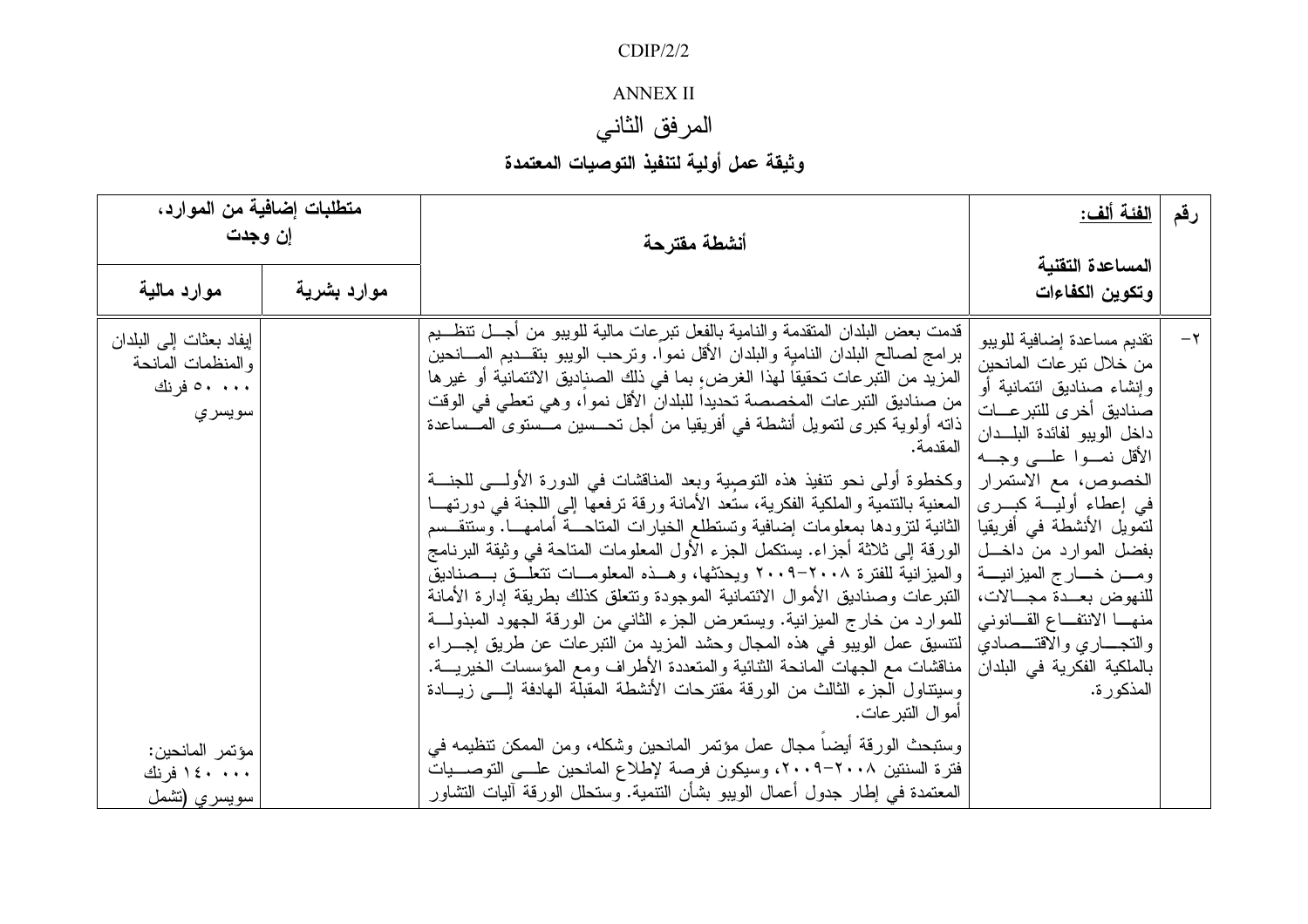CDIP/2/2

ANNEX II

# المرفق الثاني

## وثيقة عمل أولية لتنفيذ التوصيات المعتمدة

| رقم | **الفئة ألف:** المساعدة التقنية وتكوين الكفاءات | أنشطة مقترحة | متطلبات إضافية من الموارد، إن وجدت | |
|---|---|---|---|---|
| | | | **موارد بشرية** | **موارد مالية** |
| ٢- | تقديم مساعدة إضافية للويبو من خلال تبرعات المانحين وإنشاء صناديق ائتمانية أو صناديق أخرى للتبرعات داخل الويبو لفائدة البلدان الأقل نموا على وجه الخصوص، مع الاستمرار في إعطاء أولية كبرى لتمويل الأنشطة في أفريقيا بفضل الموارد من داخل ومن خارج الميزانية للنهوض بعدة مجالات، منها الانتفاع القانوني والتجاري والاقتصادي بالملكية الفكرية في البلدان المذكورة. | قدمت بعض البلدان المتقدمة والنامية بالفعل تبرعات مالية للويبو من أجل تنظيم برامج لصالح البلدان النامية والبلدان الأقل نموا. وترحب الويبو بتقديم المانحين المزيد من التبرعات تحقيقاً لهذا الغرض، بما في ذلك الصناديق الائتمانية أو غيرها من صناديق التبرعات المخصصة تحديداً للبلدان الأقل نمواً، وهي تعطي في الوقت ذاته أولوية كبرى لتمويل أنشطة في أفريقيا من أجل تحسين مستوى المساعدة المقدمة.<br><br>وكخطوة أولى نحو تنفيذ هذه التوصية وبعد المناقشات في الدورة الأولى للجنة المعنية بالتنمية والملكية الفكرية، ستُعد الأمانة ورقة ترفعها إلى اللجنة في دورتها الثانية لتزودها بمعلومات إضافية وتستطلع الخيارات المتاحة أمامها. وستنقسم الورقة إلى ثلاثة أجزاء. يستكمل الجزء الأول المعلومات المتاحة في وثيقة البرنامج والميزانية للفترة ٢٠٠٨-٢٠٠٩ ويحدّثها، وهذه المعلومات تتعلق بصناديق التبرعات وصناديق الأموال الائتمانية الموجودة وتتعلق كذلك بطريقة إدارة الأمانة للموارد من خارج الميزانية. ويستعرض الجزء الثاني من الورقة الجهود المبذولة لتنسيق عمل الويبو في هذه المجال وحشد المزيد من التبرعات عن طريق إجراء مناقشات مع الجهات المانحة الثنائية والمتعددة الأطراف ومع المؤسسات الخيرية. وسيتناول الجزء الثالث من الورقة مقترحات الأنشطة المقبلة الهادفة إلى زيادة أموال التبرعات.<br><br>وستبحث الورقة أيضاً مجال عمل مؤتمر المانحين وشكله، ومن الممكن تنظيمه في فترة السنتين ٢٠٠٨-٢٠٠٩، وسيكون فرصة لإطلاع المانحين على التوصيات المعتمدة في إطار جدول أعمال الويبو بشأن التنمية. وستحلل الورقة آليات التشاور | | إيفاد بعثات إلى البلدان والمنظمات المانحة ٥٠ ٠٠٠ فرنك سويسري<br><br>مؤتمر المانحين: ١٤٠ ٠٠٠ فرنك سويسري (تشمل |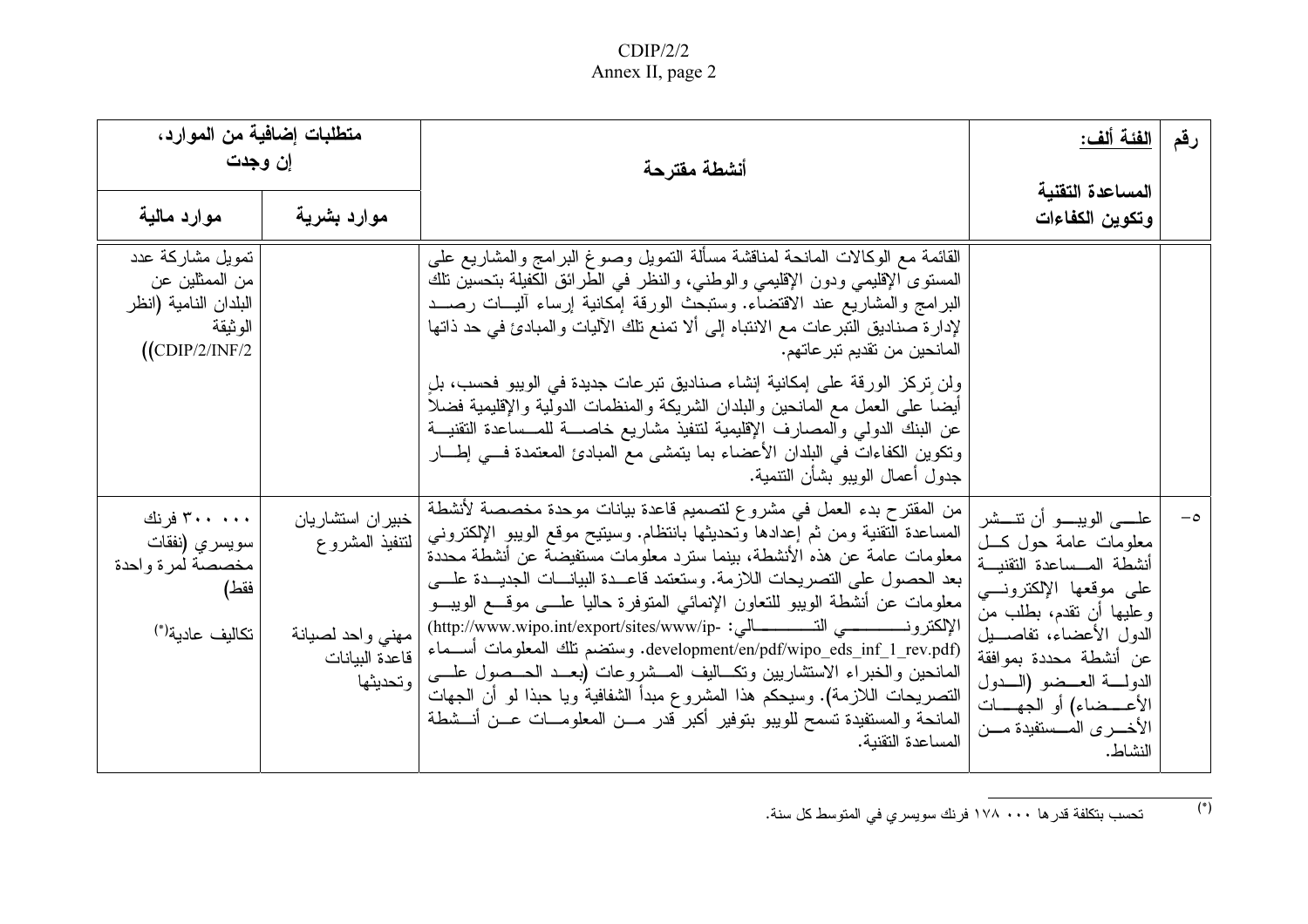| رقم | الفئة ألف: المساعدة التقنية وتكوين الكفاءات | أنشطة مقترحة | متطلبات إضافية من الموارد، إن وجدت | |
|---|---|---|---|---|
| | | | موارد بشرية | موارد مالية |
| | | القائمة مع الوكالات المانحة لمناقشة مسألة التمويل وصوغ البرامج والمشاريع على المستوى الإقليمي ودون الإقليمي والوطني، والنظر في الطرائق الكفيلة بتحسين تلك البرامج والمشاريع عند الاقتضاء. وستبحث الورقة إمكانية إرساء آليات رصد لإدارة صناديق التبرعات مع الانتباه إلى ألا تمنع تلك الآليات والمبادئ في حد ذاتها المانحين من تقديم تبرعاتهم.<br><br>ولن تركز الورقة على إمكانية إنشاء صناديق تبرعات جديدة في الويبو فحسب، بل أيضاً على العمل مع المانحين والبلدان الشريكة والمنظمات الدولية والإقليمية فضلاً عن البنك الدولي والمصارف الإقليمية لتنفيذ مشاريع خاصة للمساعدة التقنية وتكوين الكفاءات في البلدان الأعضاء بما يتمشى مع المبادئ المعتمدة في إطار جدول أعمال الويبو بشأن التنمية. | | تمويل مشاركة عدد من الممثلين عن البلدان النامية (انظر الوثيقة (CDIP/2/INF/2)) |
| -٥ | على الويبو أن تنشر معلومات عامة حول كل أنشطة المساعدة التقنية على موقعها الإلكتروني وعليها أن تقدم، بطلب من الدول الأعضاء، تفاصيل عن أنشطة محددة بموافقة الدولة العضو (الدول الأعضاء) أو الجهات الأخرى المستفيدة من النشاط. | من المقترح بدء العمل في مشروع لتصميم قاعدة بيانات موحدة مخصصة لأنشطة المساعدة التقنية ومن ثم إعدادها وتحديثها بانتظام. وسيتيح موقع الويبو الإلكتروني معلومات عامة عن هذه الأنشطة، بينما سترد معلومات مستفيضة عن أنشطة محددة بعد الحصول على التصريحات اللازمة. وستعتمد قاعدة البيانات الجديدة على معلومات عن أنشطة الويبو للتعاون الإنمائي المتوفرة حاليا على موقع الويبو الإلكتروني التالي: (http://www.wipo.int/export/sites/www/ip-development/en/pdf/wipo_eds_inf_1_rev.pdf). وستضم تلك المعلومات أسماء المانحين والخبراء الاستشاريين وتكاليف المشروعات (بعد الحصول على التصريحات اللازمة). وسيحكم هذا المشروع مبدأ الشفافية ويا حبذا لو أن الجهات المانحة والمستفيدة تسمح للويبو بتوفير أكبر قدر من المعلومات عن أنشطة المساعدة التقنية. | خبيران استشاريان لتنفيذ المشروع<br><br>مهني واحد لصيانة قاعدة البيانات وتحديثها | ٣٠٠ ٠٠٠ فرنك سويسري (نفقات مخصصة لمرة واحدة فقط)<br><br>تكاليف عادية(*) |

(*) تحسب بتكلفة قدرها ١٧٨ ٠٠٠ فرنك سويسري في المتوسط كل سنة.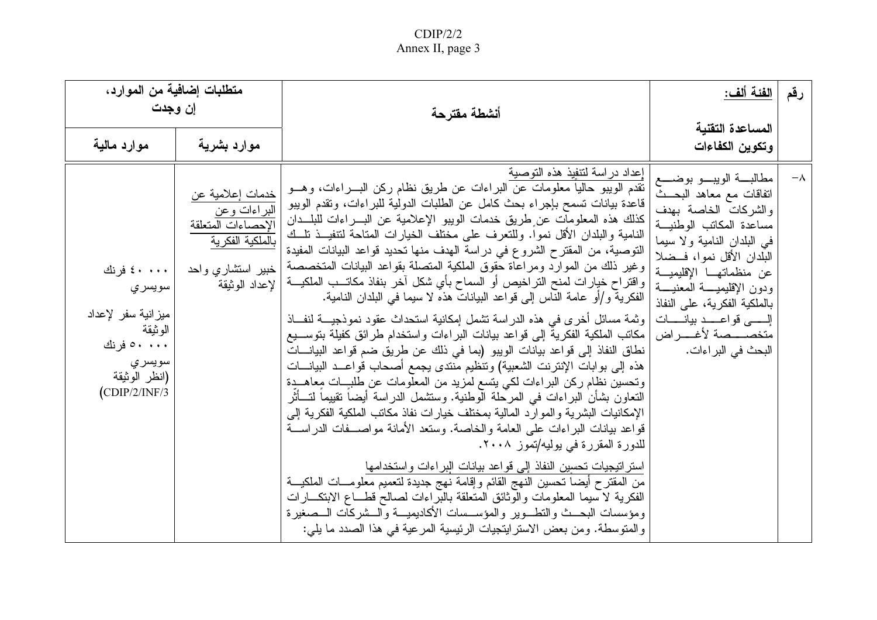| رقم | الفئة ألف: المساعدة التقنية وتكوين الكفاءات | أنشطة مقترحة | متطلبات إضافية من الموارد، إن وجدت | |
|---|---|---|---|---|
| | | | موارد بشرية | موارد مالية |
| -٨ | مطالبة الويبو بوضع اتفاقات مع معاهد البحث والشركات الخاصة بهدف مساعدة المكاتب الوطنية في البلدان النامية ولا سيما البلدان الأقل نموا، فضلا عن منظماتها الإقليمية ودون الإقليمية المعنية بالملكية الفكرية، على النفاذ إلى قواعد بيانات متخصصة لأغراض البحث في البراءات. | إعداد دراسة لتنفيذ هذه التوصية<br>تقدم الويبو حالياً معلومات عن البراءات عن طريق نظام ركن البراءات، وهو قاعدة بيانات تسمح بإجراء بحث كامل عن الطلبات الدولية للبراءات، وتقدم الويبو كذلك هذه المعلومات عن طريق خدمات الويبو الإعلامية عن البراءات للبلدان النامية والبلدان الأقل نمواً. وللتعرف على مختلف الخيارات المتاحة لتنفيذ تلك التوصية، من المقترح الشروع في دراسة الهدف منها تحديد قواعد البيانات المفيدة وغير ذلك من الموارد ومراعاة حقوق الملكية المتصلة بقواعد البيانات المتخصصة واقتراح خيارات لمنح التراخيص أو السماح بأي شكل آخر بنفاذ مكاتب الملكية الفكرية و/أو عامة الناس إلى قواعد البيانات هذه لا سيما في البلدان النامية.<br>وثمة مسائل أخرى في هذه الدراسة تشمل إمكانية استحداث عقود نموذجية لنفاذ مكاتب الملكية الفكرية إلى قواعد بيانات البراءات واستخدام طرائق كفيلة بتوسيع نطاق النفاذ إلى قواعد بيانات الويبو (بما في ذلك عن طريق ضم قواعد البيانات هذه إلى بوابات الإنترنت الشعبية) وتنظيم منتدى يجمع أصحاب قواعد البيانات وتحسين نظام ركن البراءات لكي يتسع لمزيد من المعلومات عن طلبات معاهدة التعاون بشأن البراءات في المرحلة الوطنية. وستشمل الدراسة أيضاً تقييماً لتأثر الإمكانيات البشرية والموارد المالية بمختلف خيارات نفاذ مكاتب الملكية الفكرية إلى قواعد بيانات البراءات على العامة والخاصة. وستعد الأمانة مواصفات الدراسة للدورة المقررة في يوليه/تموز ٢٠٠٨.<br>استراتيجيات تحسين النفاذ إلى قواعد بيانات البراءات واستخدامها<br>من المقترح أيضا تحسين النهج القائم وإقامة نهج جديدة لتعميم معلومات الملكية الفكرية لا سيما المعلومات والوثائق المتعلقة بالبراءات لصالح قطاع الابتكارات ومؤسسات البحث والتطوير والمؤسسات الأكاديمية والشركات الصغيرة والمتوسطة. ومن بعض الاستراتيجيات الرئيسية المرعية في هذا الصدد ما يلي: | خدمات إعلامية عن البراءات وعن الإحصاءات المتعلقة بالملكية الفكرية<br>خبير استشاري واحد لإعداد الوثيقة | ٤٠ ٠٠٠ فرنك سويسري<br>ميزانية سفر لإعداد الوثيقة ٥٠ ٠٠٠ فرنك سويسري (انظر الوثيقة CDIP/2/INF/3) |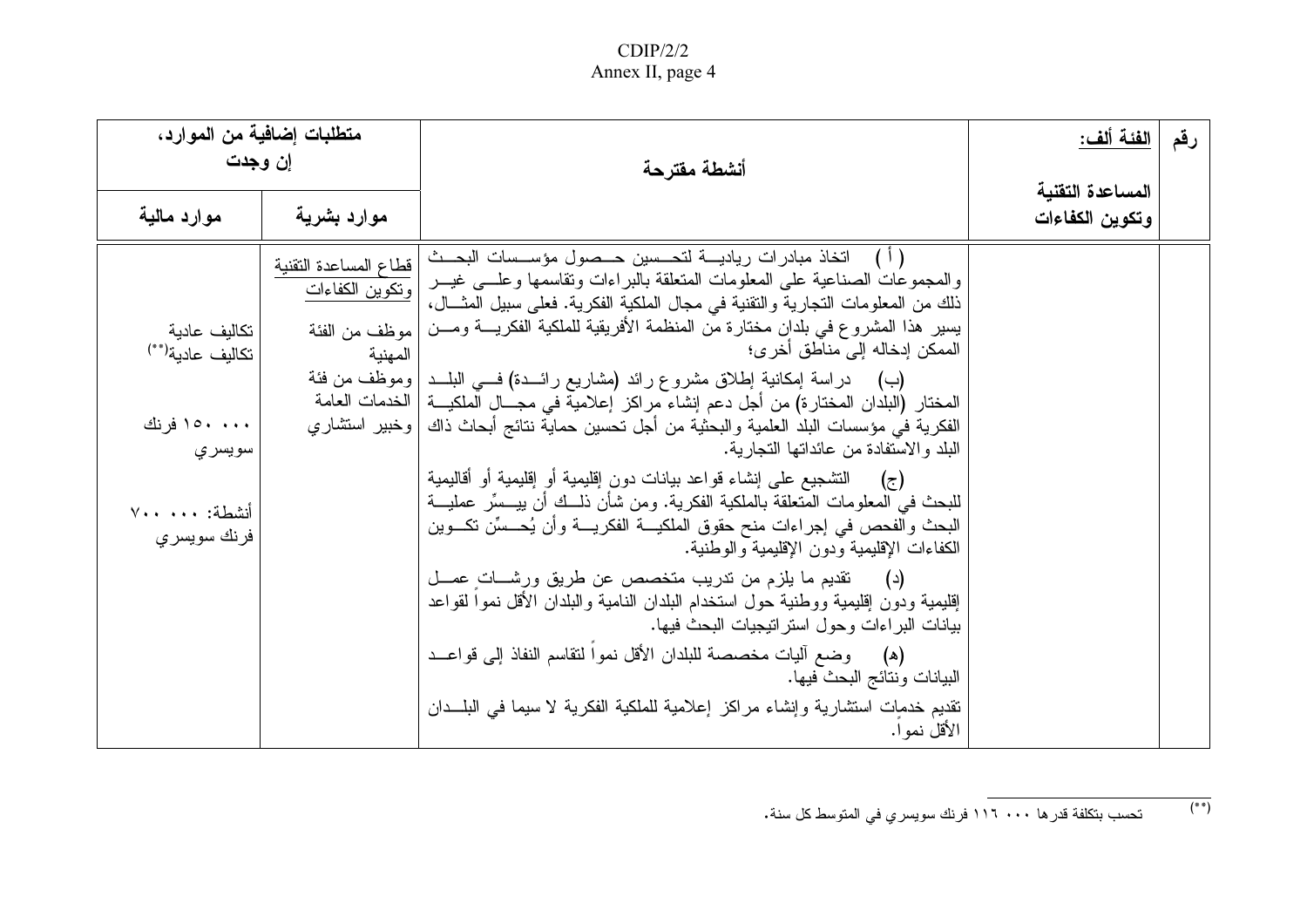| رقم | الفئة ألف: المساعدة التقنية وتكوين الكفاءات | أنشطة مقترحة | متطلبات إضافية من الموارد، إن وجدت | |
|---|---|---|---|---|
| | | | موارد بشرية | موارد مالية |
| | | (أ) اتخاذ مبادرات ريادية لتحسين حصول مؤسسات البحث والمجموعات الصناعية على المعلومات المتعلقة بالبراءات وتقاسمها وعلى غير ذلك من المعلومات التجارية والتقنية في مجال الملكية الفكرية. فعلى سبيل المثال، يسير هذا المشروع في بلدان مختارة من المنظمة الأفريقية للملكية الفكرية ومن الممكن إدخاله إلى مناطق أخرى؛<br><br>(ب) دراسة إمكانية إطلاق مشروع رائد (مشاريع رائدة) في البلد المختار (البلدان المختارة) من أجل دعم إنشاء مراكز إعلامية في مجال الملكية الفكرية في مؤسسات البلد العلمية والبحثية من أجل تحسين حماية نتائج أبحاث ذلك البلد والاستفادة من عائداتها التجارية.<br><br>(ج) التشجيع على إنشاء قواعد بيانات دون إقليمية أو إقليمية أو أقاليمية للبحث في المعلومات المتعلقة بالملكية الفكرية. ومن شأن ذلك أن ييسِّر عملية البحث والفحص في إجراءات منح حقوق الملكية الفكرية وأن يُحسِّن تكوين الكفاءات الإقليمية ودون الإقليمية والوطنية.<br><br>(د) تقديم ما يلزم من تدريب متخصص عن طريق ورشات عمل إقليمية ودون إقليمية ووطنية حول استخدام البلدان النامية والبلدان الأقل نمواً لقواعد بيانات البراءات وحول استراتيجيات البحث فيها.<br><br>(هـ) وضع آليات مخصصة للبلدان الأقل نمواً لتقاسم النفاذ إلى قواعد البيانات ونتائج البحث فيها.<br><br>تقديم خدمات استشارية وإنشاء مراكز إعلامية للملكية الفكرية لا سيما في البلدان الأقل نمواً. | قطاع المساعدة التقنية وتكوين الكفاءات<br><br>موظف من الفئة المهنية<br>وموظف من فئة الخدمات العامة<br>وخبير استشاري | تكاليف عادية<br>تكاليف عادية(**)<br><br>١٥٠ ٠٠٠ فرنك سويسري<br><br>أنشطة: ٧٠٠ ٠٠٠ فرنك سويسري |

(**) تحسب بتكلفة قدرها ١١٦ ٠٠٠ فرنك سويسري في المتوسط كل سنة.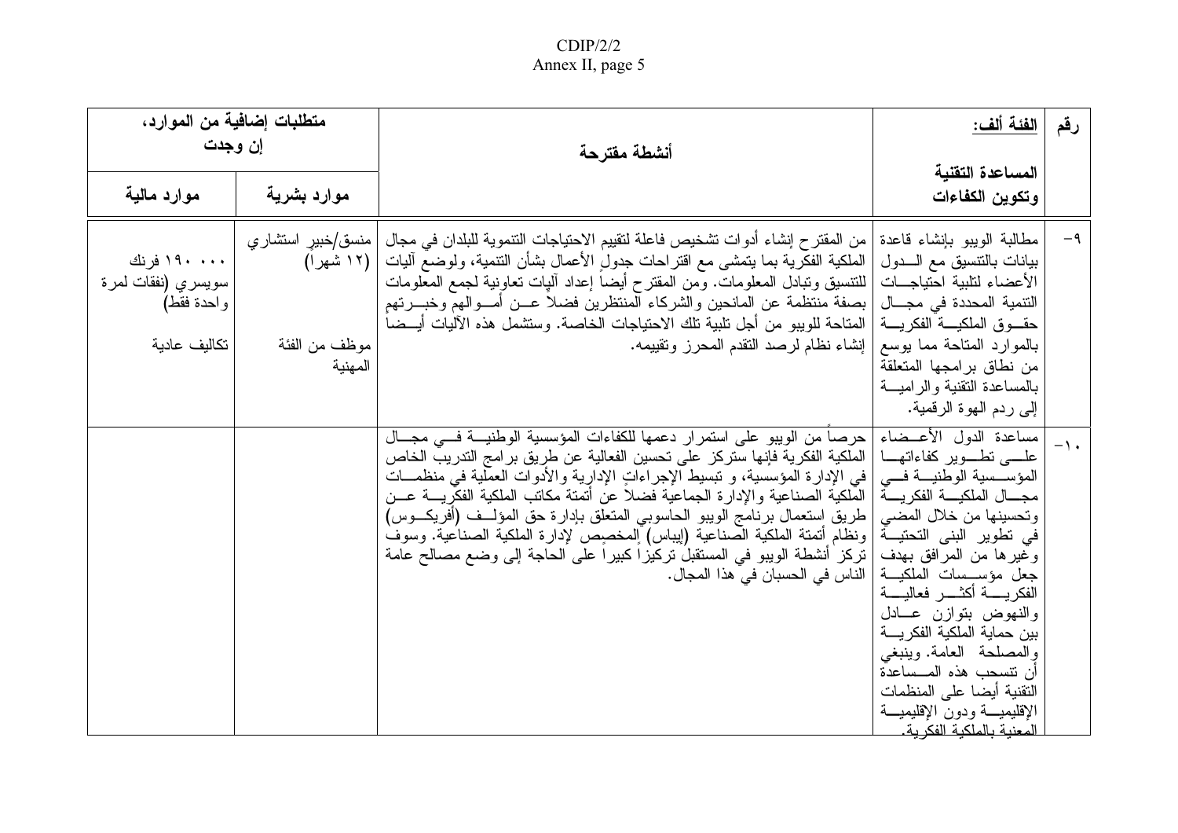| رقم | الفئة ألف: المساعدة التقنية وتكوين الكفاءات | أنشطة مقترحة | متطلبات إضافية من الموارد، إن وجدت | |
|---|---|---|---|---|
| | | | موارد بشرية | موارد مالية |
| -٩ | مطالبة الويبو بإنشاء قاعدة بيانات بالتنسيق مع الدول الأعضاء لتلبية احتياجات التنمية المحددة في مجال حقوق الملكية الفكرية بالموارد المتاحة مما يوسع من نطاق برامجها المتعلقة بالمساعدة التقنية والرامية إلى ردم الهوة الرقمية. | من المقترح إنشاء أدوات تشخيص فاعلة لتقييم الاحتياجات التنموية للبلدان في مجال الملكية الفكرية بما يتمشى مع اقتراحات جدول الأعمال بشأن التنمية، ولوضع آليات للتنسيق وتبادل المعلومات. ومن المقترح أيضاً إعداد آليات تعاونية لجمع المعلومات بصفة منتظمة عن المانحين والشركاء المنتظرين فضلاً عن أموالهم وخبرتهم المتاحة للويبو من أجل تلبية تلك الاحتياجات الخاصة. وستشمل هذه الآليات أيضاً إنشاء نظام لرصد التقدم المحرز وتقييمه. | منسق/خبير استشاري (١٢ شهراً)<br><br>موظف من الفئة المهنية | ١٩٠ ٠٠٠ فرنك سويسري (نفقات لمرة واحدة فقط)<br><br>تكاليف عادية |
| -١٠ | مساعدة الدول الأعضاء على تطوير كفاءاتها المؤسسية الوطنية في مجال الملكية الفكرية وتحسينها من خلال المضي في تطوير البنى التحتية وغيرها من المرافق بهدف جعل مؤسسات الملكية الفكرية أكثر فعالية والنهوض بتوازن عادل بين حماية الملكية الفكرية والمصلحة العامة. وينبغي أن تنسحب هذه المساعدة التقنية أيضا على المنظمات الإقليمية ودون الإقليمية المعنية بالملكية الفكرية. | حرصاً من الويبو على استمرار دعمها للكفاءات المؤسسية الوطنية في مجال الملكية الفكرية فإنها ستركز على تحسين الفعالية عن طريق برامج التدريب الخاص في الإدارة المؤسسية، و تبسيط الإجراءات الإدارية والأدوات العملية في منظمات الملكية الصناعية والإدارة الجماعية فضلاً عن أتمتة مكاتب الملكية الفكرية عن طريق استعمال برنامج الويبو الحاسوبي المتعلق بإدارة حق المؤلف (أفريكوس) ونظام أتمتة الملكية الصناعية (إيباس) المخصص لإدارة الملكية الصناعية. وسوف تركز أنشطة الويبو في المستقبل تركيزاً كبيراً على الحاجة إلى وضع مصالح عامة الناس في الحسبان في هذا المجال. | | |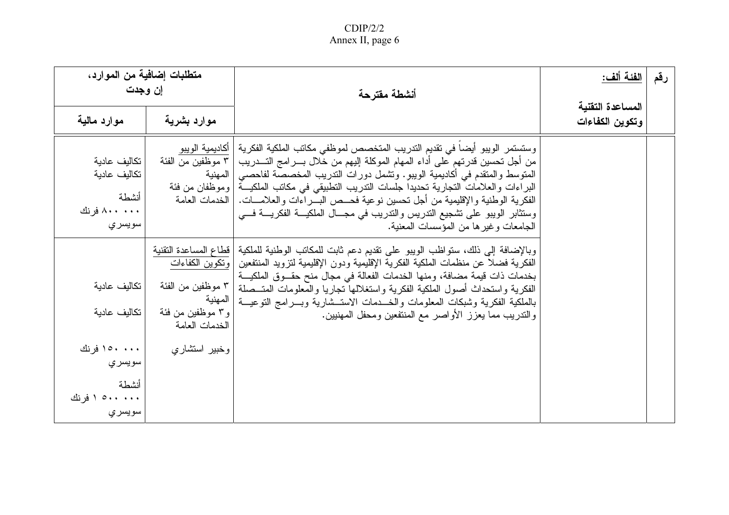| رقم | الفئة ألف: المساعدة التقنية وتكوين الكفاءات | أنشطة مقترحة | متطلبات إضافية من الموارد، إن وجدت | |
|---|---|---|---|---|
| | | | موارد بشرية | موارد مالية |
| | | وستستمر الويبو أيضاً في تقديم التدريب المتخصص لموظفي مكاتب الملكية الفكرية من أجل تحسين قدرتهم على أداء المهام الموكلة إليهم من خلال برامج التدريب المتوسط والمتقدم في أكاديمية الويبو. وتشمل دورات التدريب المخصصة لفاحصي البراءات والعلامات التجارية تحديداً جلسات التدريب التطبيقي في مكاتب الملكية الفكرية الوطنية والإقليمية من أجل تحسين نوعية فحص البراءات والعلامات. وستثابر الويبو على تشجيع التدريس والتدريب في مجال الملكية الفكرية في الجامعات وغيرها من المؤسسات المعنية. | أكاديمية الويبو<br>٣ موظفين من الفئة المهنية<br>وموظفان من فئة الخدمات العامة | تكاليف عادية<br>تكاليف عادية<br>أنشطة<br>٨٠٠ ٠٠٠ فرنك سويسري |
| | | وبالإضافة إلى ذلك، ستواظب الويبو على تقديم دعم ثابت للمكاتب الوطنية للملكية الفكرية فضلاً عن منظمات الملكية الفكرية الإقليمية ودون الإقليمية لتزويد المنتفعين بخدمات ذات قيمة مضافة، ومنها الخدمات الفعالة في مجال منح حقوق الملكية الفكرية واستحداث أصول الملكية الفكرية واستغلالها تجاريا والمعلومات المتصلة بالملكية الفكرية وشبكات المعلومات والخدمات الاستشارية وبرامج التوعية والتدريب مما يعزز الأواصر مع المنتفعين ومحفل المهنيين. | قطاع المساعدة التقنية وتكوين الكفاءات<br>٣ موظفين من الفئة المهنية<br>و٣ موظفين من فئة الخدمات العامة<br>وخبير استشاري | تكاليف عادية<br>تكاليف عادية<br>١٥٠ ٠٠٠ فرنك سويسري<br>أنشطة<br>١ ٥٠٠ ٠٠٠ فرنك سويسري |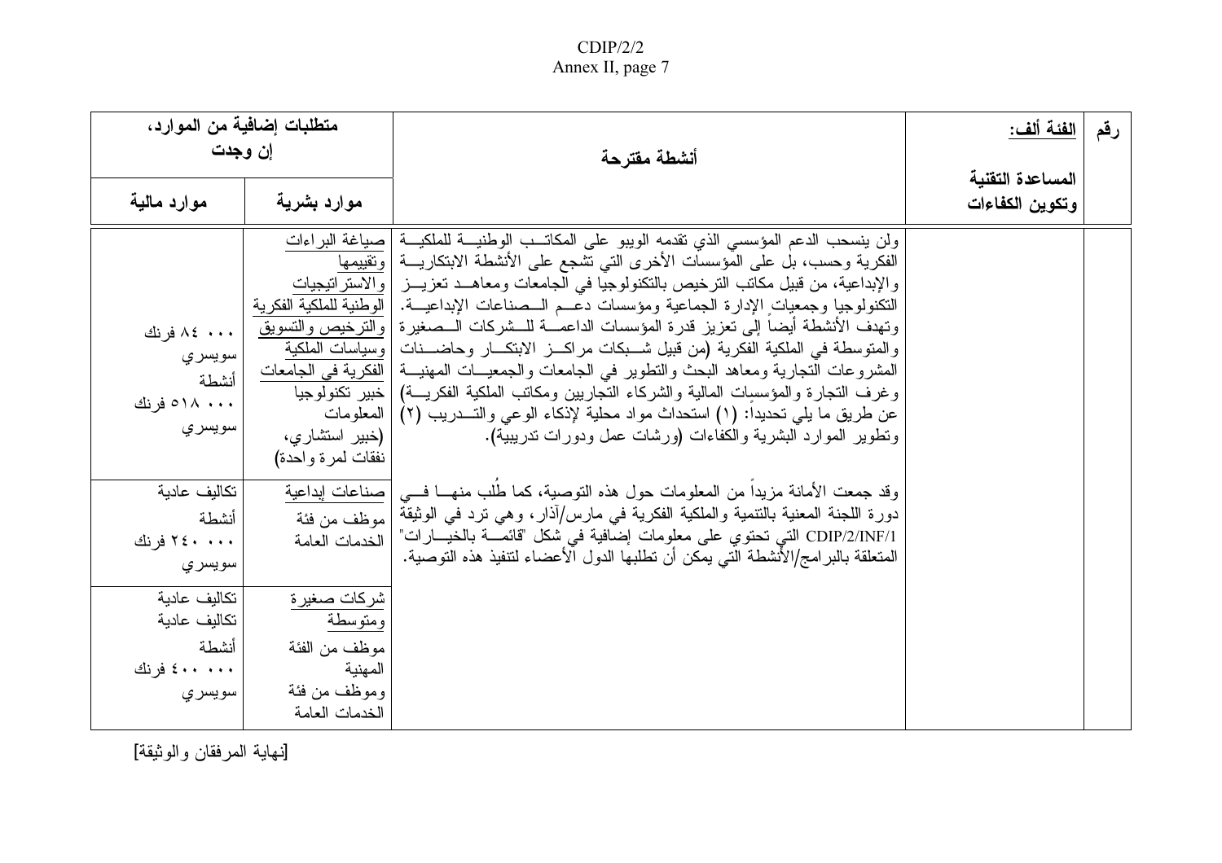| رقم | الفئة ألف: المساعدة التقنية وتكوين الكفاءات | أنشطة مقترحة | متطلبات إضافية من الموارد، إن وجدت | |
|---|---|---|---|---|
| | | | موارد بشرية | موارد مالية |
| | | ولن ينسحب الدعم المؤسسي الذي تقدمه الويبو على المكاتب الوطنية للملكية الفكرية وحسب، بل على المؤسسات الأخرى التي تشجع على الأنشطة الابتكارية والإبداعية، من قبيل مكاتب الترخيص بالتكنولوجيا في الجامعات ومعاهد تعزيز التكنولوجيا وجمعيات الإدارة الجماعية ومؤسسات دعم الصناعات الإبداعية. وتهدف الأنشطة أيضاً إلى تعزيز قدرة المؤسسات الداعمة للشركات الصغيرة والمتوسطة في الملكية الفكرية (من قبيل شبكات مراكز الابتكار وحاضنات المشروعات التجارية ومعاهد البحث والتطوير في الجامعات والجمعيات المهنية وغرف التجارة والمؤسسات المالية والشركاء التجاريين ومكاتب الملكية الفكرية) عن طريق ما يلي تحديداً: (١) استحداث مواد محلية لإذكاء الوعي والتدريب (٢) وتطوير الموارد البشرية والكفاءات (ورشات عمل ودورات تدريبية).<br><br>وقد جمعت الأمانة مزيداً من المعلومات حول هذه التوصية، كما طُلب منها في دورة اللجنة المعنية بالتنمية والملكية الفكرية في مارس/آذار، وهي ترد في الوثيقة CDIP/2/INF/1 التي تحتوي على معلومات إضافية في شكل "قائمة بالخيارات" المتعلقة بالبرامج/الأنشطة التي يمكن أن تطلبها الدول الأعضاء لتنفيذ هذه التوصية. | صياغة البراءات وتقييمها والاستراتيجيات الوطنية للملكية الفكرية والترخيص والتسويق وسياسات الملكية الفكرية في الجامعات خبير تكنولوجيا المعلومات (خبير استشاري، نفقات لمرة واحدة) | ٨٤ ٠٠٠ فرنك سويسري<br>أنشطة<br>٥١٨ ٠٠٠ فرنك سويسري |
| | | | صناعات إبداعية<br>موظف من فئة الخدمات العامة | تكاليف عادية<br>أنشطة<br>٢٤٠ ٠٠٠ فرنك سويسري |
| | | | شركات صغيرة ومتوسطة<br>موظف من الفئة المهنية<br>وموظف من فئة الخدمات العامة | تكاليف عادية<br>تكاليف عادية<br>أنشطة<br>٤٠٠ ٠٠٠ فرنك سويسري |

[نهاية المرفقان والوثيقة]